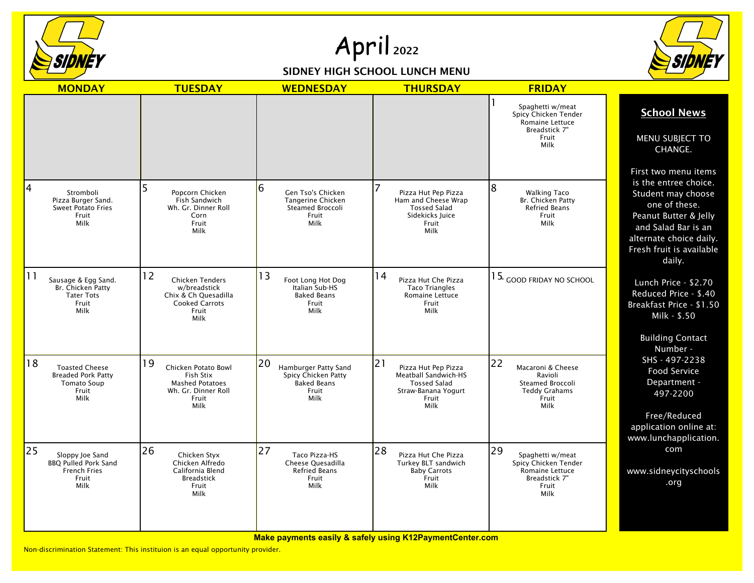# April 2022

## SIDNEY HIGH SCHOOL LUNCH MENU

| MONDAY | TUESDAY | WEDNESDAY | THURSDAY | FRIDAY |
|---|---|---|---|---|
| | | | | 1 Spaghetti w/meat<br>Spicy Chicken Tender<br>Romaine Lettuce<br>Breadstick 7"<br>Fruit<br>Milk |
| 4 Stromboli<br>Pizza Burger Sand.<br>Sweet Potato Fries<br>Fruit<br>Milk | 5 Popcorn Chicken<br>Fish Sandwich<br>Wh. Gr. Dinner Roll<br>Corn<br>Fruit<br>Milk | 6 Gen Tso's Chicken<br>Tangerine Chicken<br>Steamed Broccoli<br>Fruit<br>Milk | 7 Pizza Hut Pep Pizza<br>Ham and Cheese Wrap<br>Tossed Salad<br>Sidekicks Juice<br>Fruit<br>Milk | 8 Walking Taco<br>Br. Chicken Patty<br>Refried Beans<br>Fruit<br>Milk |
| 11 Sausage & Egg Sand.<br>Br. Chicken Patty<br>Tater Tots<br>Fruit<br>Milk | 12 Chicken Tenders w/breadstick<br>Chix & Ch Quesadilla<br>Cooked Carrots<br>Fruit<br>Milk | 13 Foot Long Hot Dog<br>Italian Sub-HS<br>Baked Beans<br>Fruit<br>Milk | 14 Pizza Hut Che Pizza<br>Taco Triangles<br>Romaine Lettuce<br>Fruit<br>Milk | 15 GOOD FRIDAY NO SCHOOL |
| 18 Toasted Cheese<br>Breaded Pork Patty<br>Tomato Soup<br>Fruit<br>Milk | 19 Chicken Potato Bowl<br>Fish Stix<br>Mashed Potatoes<br>Wh. Gr. Dinner Roll<br>Fruit<br>Milk | 20 Hamburger Patty Sand<br>Spicy Chicken Patty<br>Baked Beans<br>Fruit<br>Milk | 21 Pizza Hut Pep Pizza<br>Meatball Sandwich-HS<br>Tossed Salad<br>Straw-Banana Yogurt<br>Fruit<br>Milk | 22 Macaroni & Cheese<br>Ravioli<br>Steamed Broccoli<br>Teddy Grahams<br>Fruit<br>Milk |
| 25 Sloppy Joe Sand<br>BBQ Pulled Pork Sand<br>French Fries<br>Fruit<br>Milk | 26 Chicken Styx<br>Chicken Alfredo<br>California Blend<br>Breadstick<br>Fruit<br>Milk | 27 Taco Pizza-HS<br>Cheese Quesadilla<br>Refried Beans<br>Fruit<br>Milk | 28 Pizza Hut Che Pizza<br>Turkey BLT sandwich<br>Baby Carrots<br>Fruit<br>Milk | 29 Spaghetti w/meat<br>Spicy Chicken Tender<br>Romaine Lettuce<br>Breadstick 7"<br>Fruit<br>Milk |

### School News

MENU SUBJECT TO CHANGE.

First two menu items is the entree choice. Student may choose one of these. Peanut Butter & Jelly and Salad Bar is an alternate choice daily. Fresh fruit is available daily.

Lunch Price - $2.70
Reduced Price - $.40
Breakfast Price - $1.50
Milk - $.50

Building Contact Number -
SHS - 497-2238
Food Service Department - 497-2200

Free/Reduced application online at: www.lunchapplication.com

www.sidneycityschools.org

**Make payments easily & safely using K12PaymentCenter.com**

Non-discrimination Statement: This instituion is an equal opportunity provider.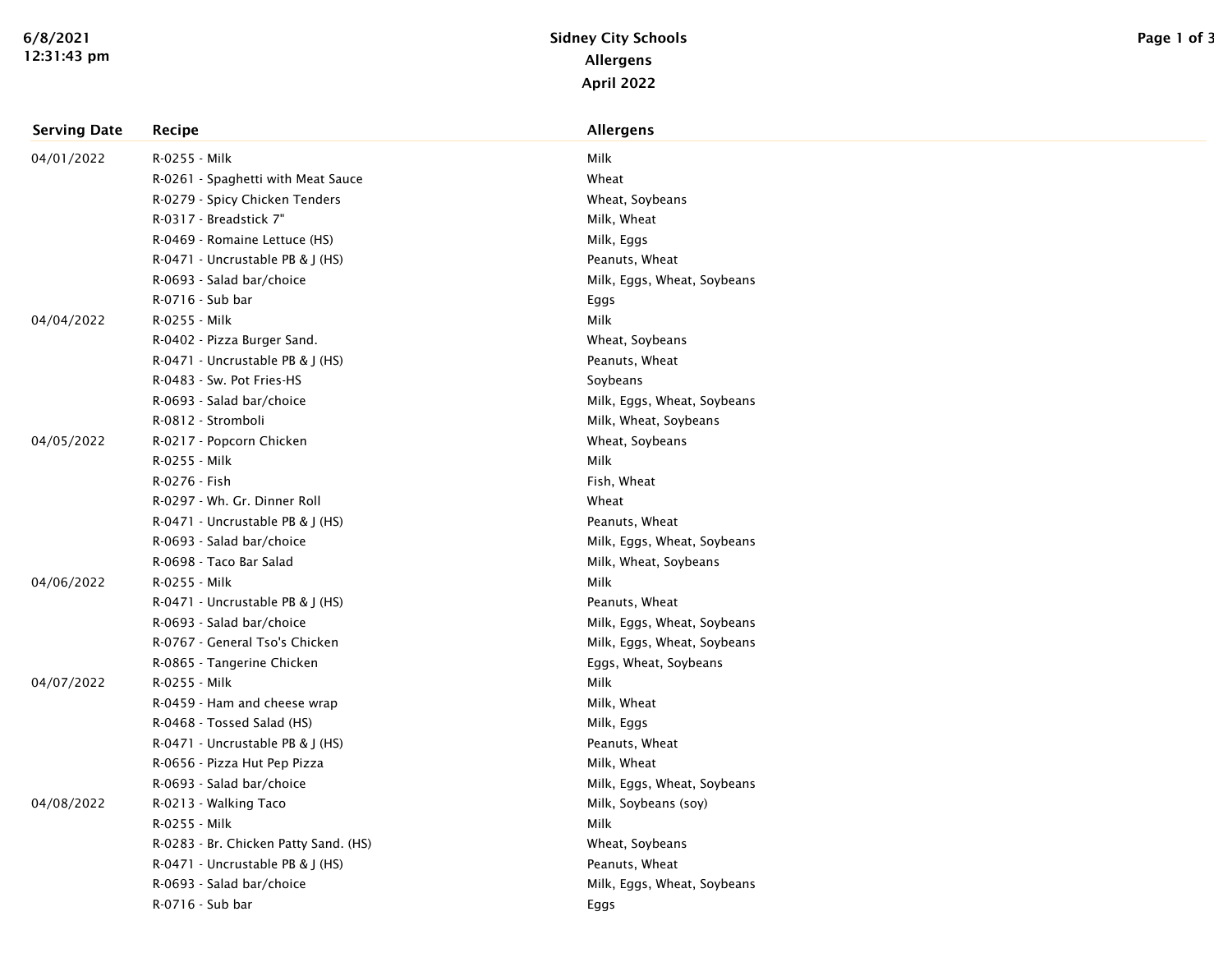# Sidney City Schools

## Allergens

## April 2022

| Serving Date | Recipe | Allergens |
|---|---|---|
| 04/01/2022 | R-0255 - Milk | Milk |
| | R-0261 - Spaghetti with Meat Sauce | Wheat |
| | R-0279 - Spicy Chicken Tenders | Wheat, Soybeans |
| | R-0317 - Breadstick 7" | Milk, Wheat |
| | R-0469 - Romaine Lettuce (HS) | Milk, Eggs |
| | R-0471 - Uncrustable PB & J (HS) | Peanuts, Wheat |
| | R-0693 - Salad bar/choice | Milk, Eggs, Wheat, Soybeans |
| | R-0716 - Sub bar | Eggs |
| 04/04/2022 | R-0255 - Milk | Milk |
| | R-0402 - Pizza Burger Sand. | Wheat, Soybeans |
| | R-0471 - Uncrustable PB & J (HS) | Peanuts, Wheat |
| | R-0483 - Sw. Pot Fries-HS | Soybeans |
| | R-0693 - Salad bar/choice | Milk, Eggs, Wheat, Soybeans |
| | R-0812 - Stromboli | Milk, Wheat, Soybeans |
| 04/05/2022 | R-0217 - Popcorn Chicken | Wheat, Soybeans |
| | R-0255 - Milk | Milk |
| | R-0276 - Fish | Fish, Wheat |
| | R-0297 - Wh. Gr. Dinner Roll | Wheat |
| | R-0471 - Uncrustable PB & J (HS) | Peanuts, Wheat |
| | R-0693 - Salad bar/choice | Milk, Eggs, Wheat, Soybeans |
| | R-0698 - Taco Bar Salad | Milk, Wheat, Soybeans |
| 04/06/2022 | R-0255 - Milk | Milk |
| | R-0471 - Uncrustable PB & J (HS) | Peanuts, Wheat |
| | R-0693 - Salad bar/choice | Milk, Eggs, Wheat, Soybeans |
| | R-0767 - General Tso's Chicken | Milk, Eggs, Wheat, Soybeans |
| | R-0865 - Tangerine Chicken | Eggs, Wheat, Soybeans |
| 04/07/2022 | R-0255 - Milk | Milk |
| | R-0459 - Ham and cheese wrap | Milk, Wheat |
| | R-0468 - Tossed Salad (HS) | Milk, Eggs |
| | R-0471 - Uncrustable PB & J (HS) | Peanuts, Wheat |
| | R-0656 - Pizza Hut Pep Pizza | Milk, Wheat |
| | R-0693 - Salad bar/choice | Milk, Eggs, Wheat, Soybeans |
| 04/08/2022 | R-0213 - Walking Taco | Milk, Soybeans (soy) |
| | R-0255 - Milk | Milk |
| | R-0283 - Br. Chicken Patty Sand. (HS) | Wheat, Soybeans |
| | R-0471 - Uncrustable PB & J (HS) | Peanuts, Wheat |
| | R-0693 - Salad bar/choice | Milk, Eggs, Wheat, Soybeans |
| | R-0716 - Sub bar | Eggs |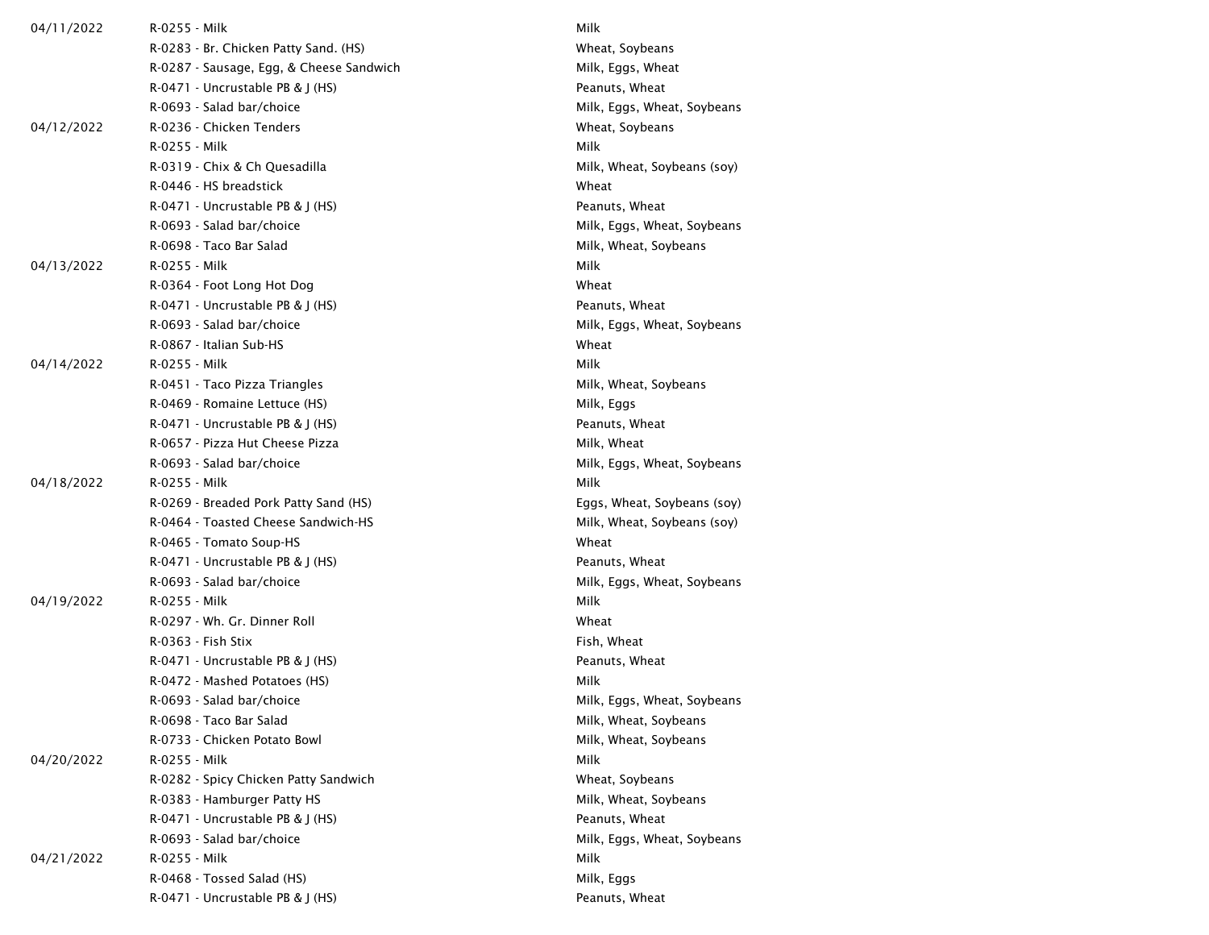| | | |
|---|---|---|
| 04/11/2022 | R-0255 - Milk | Milk |
| | R-0283 - Br. Chicken Patty Sand. (HS) | Wheat, Soybeans |
| | R-0287 - Sausage, Egg, & Cheese Sandwich | Milk, Eggs, Wheat |
| | R-0471 - Uncrustable PB & J (HS) | Peanuts, Wheat |
| | R-0693 - Salad bar/choice | Milk, Eggs, Wheat, Soybeans |
| 04/12/2022 | R-0236 - Chicken Tenders | Wheat, Soybeans |
| | R-0255 - Milk | Milk |
| | R-0319 - Chix & Ch Quesadilla | Milk, Wheat, Soybeans (soy) |
| | R-0446 - HS breadstick | Wheat |
| | R-0471 - Uncrustable PB & J (HS) | Peanuts, Wheat |
| | R-0693 - Salad bar/choice | Milk, Eggs, Wheat, Soybeans |
| | R-0698 - Taco Bar Salad | Milk, Wheat, Soybeans |
| 04/13/2022 | R-0255 - Milk | Milk |
| | R-0364 - Foot Long Hot Dog | Wheat |
| | R-0471 - Uncrustable PB & J (HS) | Peanuts, Wheat |
| | R-0693 - Salad bar/choice | Milk, Eggs, Wheat, Soybeans |
| | R-0867 - Italian Sub-HS | Wheat |
| 04/14/2022 | R-0255 - Milk | Milk |
| | R-0451 - Taco Pizza Triangles | Milk, Wheat, Soybeans |
| | R-0469 - Romaine Lettuce (HS) | Milk, Eggs |
| | R-0471 - Uncrustable PB & J (HS) | Peanuts, Wheat |
| | R-0657 - Pizza Hut Cheese Pizza | Milk, Wheat |
| | R-0693 - Salad bar/choice | Milk, Eggs, Wheat, Soybeans |
| 04/18/2022 | R-0255 - Milk | Milk |
| | R-0269 - Breaded Pork Patty Sand (HS) | Eggs, Wheat, Soybeans (soy) |
| | R-0464 - Toasted Cheese Sandwich-HS | Milk, Wheat, Soybeans (soy) |
| | R-0465 - Tomato Soup-HS | Wheat |
| | R-0471 - Uncrustable PB & J (HS) | Peanuts, Wheat |
| | R-0693 - Salad bar/choice | Milk, Eggs, Wheat, Soybeans |
| 04/19/2022 | R-0255 - Milk | Milk |
| | R-0297 - Wh. Gr. Dinner Roll | Wheat |
| | R-0363 - Fish Stix | Fish, Wheat |
| | R-0471 - Uncrustable PB & J (HS) | Peanuts, Wheat |
| | R-0472 - Mashed Potatoes (HS) | Milk |
| | R-0693 - Salad bar/choice | Milk, Eggs, Wheat, Soybeans |
| | R-0698 - Taco Bar Salad | Milk, Wheat, Soybeans |
| | R-0733 - Chicken Potato Bowl | Milk, Wheat, Soybeans |
| 04/20/2022 | R-0255 - Milk | Milk |
| | R-0282 - Spicy Chicken Patty Sandwich | Wheat, Soybeans |
| | R-0383 - Hamburger Patty HS | Milk, Wheat, Soybeans |
| | R-0471 - Uncrustable PB & J (HS) | Peanuts, Wheat |
| | R-0693 - Salad bar/choice | Milk, Eggs, Wheat, Soybeans |
| 04/21/2022 | R-0255 - Milk | Milk |
| | R-0468 - Tossed Salad (HS) | Milk, Eggs |
| | R-0471 - Uncrustable PB & J (HS) | Peanuts, Wheat |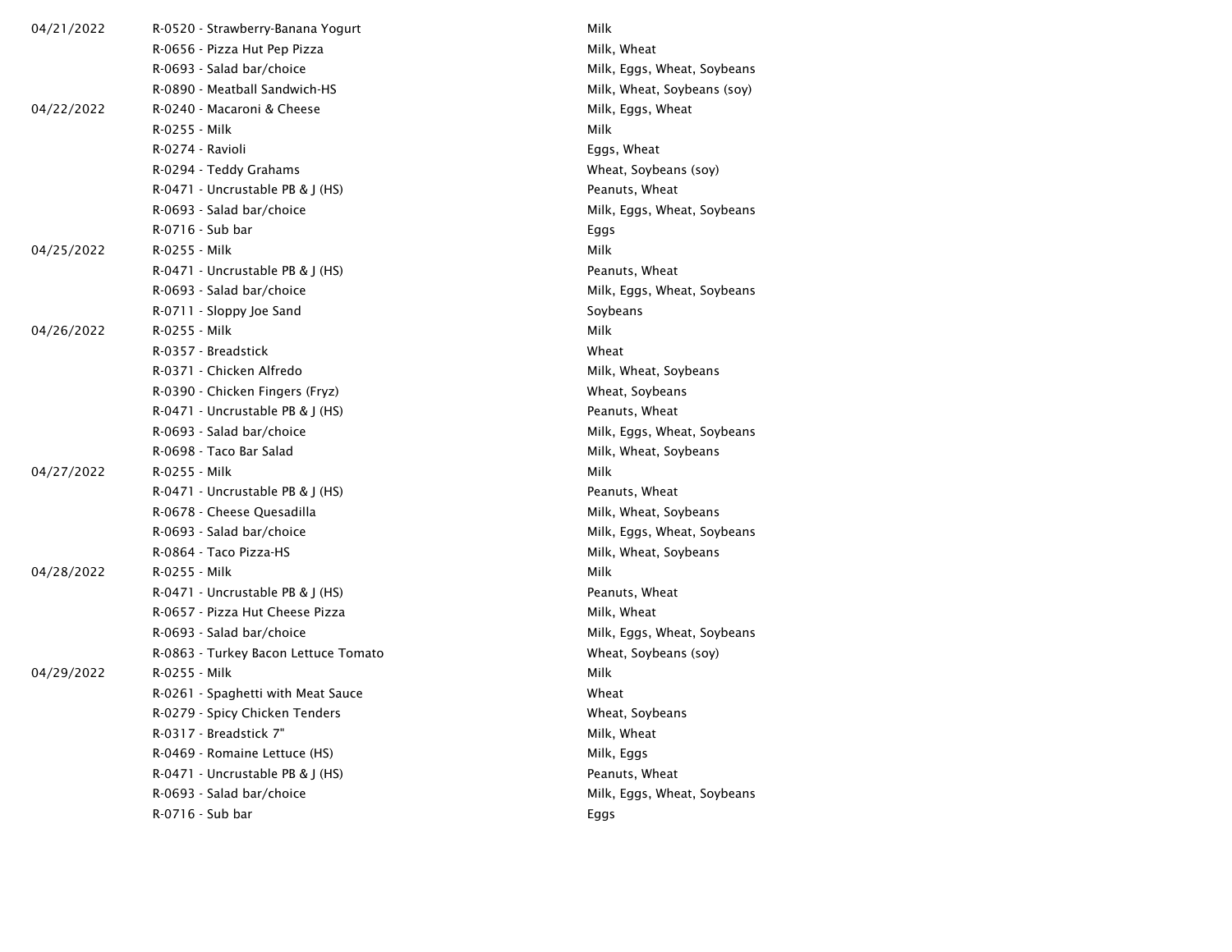| | | |
|---|---|---|
| 04/21/2022 | R-0520 - Strawberry-Banana Yogurt | Milk |
| | R-0656 - Pizza Hut Pep Pizza | Milk, Wheat |
| | R-0693 - Salad bar/choice | Milk, Eggs, Wheat, Soybeans |
| | R-0890 - Meatball Sandwich-HS | Milk, Wheat, Soybeans (soy) |
| 04/22/2022 | R-0240 - Macaroni & Cheese | Milk, Eggs, Wheat |
| | R-0255 - Milk | Milk |
| | R-0274 - Ravioli | Eggs, Wheat |
| | R-0294 - Teddy Grahams | Wheat, Soybeans (soy) |
| | R-0471 - Uncrustable PB & J (HS) | Peanuts, Wheat |
| | R-0693 - Salad bar/choice | Milk, Eggs, Wheat, Soybeans |
| | R-0716 - Sub bar | Eggs |
| 04/25/2022 | R-0255 - Milk | Milk |
| | R-0471 - Uncrustable PB & J (HS) | Peanuts, Wheat |
| | R-0693 - Salad bar/choice | Milk, Eggs, Wheat, Soybeans |
| | R-0711 - Sloppy Joe Sand | Soybeans |
| 04/26/2022 | R-0255 - Milk | Milk |
| | R-0357 - Breadstick | Wheat |
| | R-0371 - Chicken Alfredo | Milk, Wheat, Soybeans |
| | R-0390 - Chicken Fingers (Fryz) | Wheat, Soybeans |
| | R-0471 - Uncrustable PB & J (HS) | Peanuts, Wheat |
| | R-0693 - Salad bar/choice | Milk, Eggs, Wheat, Soybeans |
| | R-0698 - Taco Bar Salad | Milk, Wheat, Soybeans |
| 04/27/2022 | R-0255 - Milk | Milk |
| | R-0471 - Uncrustable PB & J (HS) | Peanuts, Wheat |
| | R-0678 - Cheese Quesadilla | Milk, Wheat, Soybeans |
| | R-0693 - Salad bar/choice | Milk, Eggs, Wheat, Soybeans |
| | R-0864 - Taco Pizza-HS | Milk, Wheat, Soybeans |
| 04/28/2022 | R-0255 - Milk | Milk |
| | R-0471 - Uncrustable PB & J (HS) | Peanuts, Wheat |
| | R-0657 - Pizza Hut Cheese Pizza | Milk, Wheat |
| | R-0693 - Salad bar/choice | Milk, Eggs, Wheat, Soybeans |
| | R-0863 - Turkey Bacon Lettuce Tomato | Wheat, Soybeans (soy) |
| 04/29/2022 | R-0255 - Milk | Milk |
| | R-0261 - Spaghetti with Meat Sauce | Wheat |
| | R-0279 - Spicy Chicken Tenders | Wheat, Soybeans |
| | R-0317 - Breadstick 7" | Milk, Wheat |
| | R-0469 - Romaine Lettuce (HS) | Milk, Eggs |
| | R-0471 - Uncrustable PB & J (HS) | Peanuts, Wheat |
| | R-0693 - Salad bar/choice | Milk, Eggs, Wheat, Soybeans |
| | R-0716 - Sub bar | Eggs |